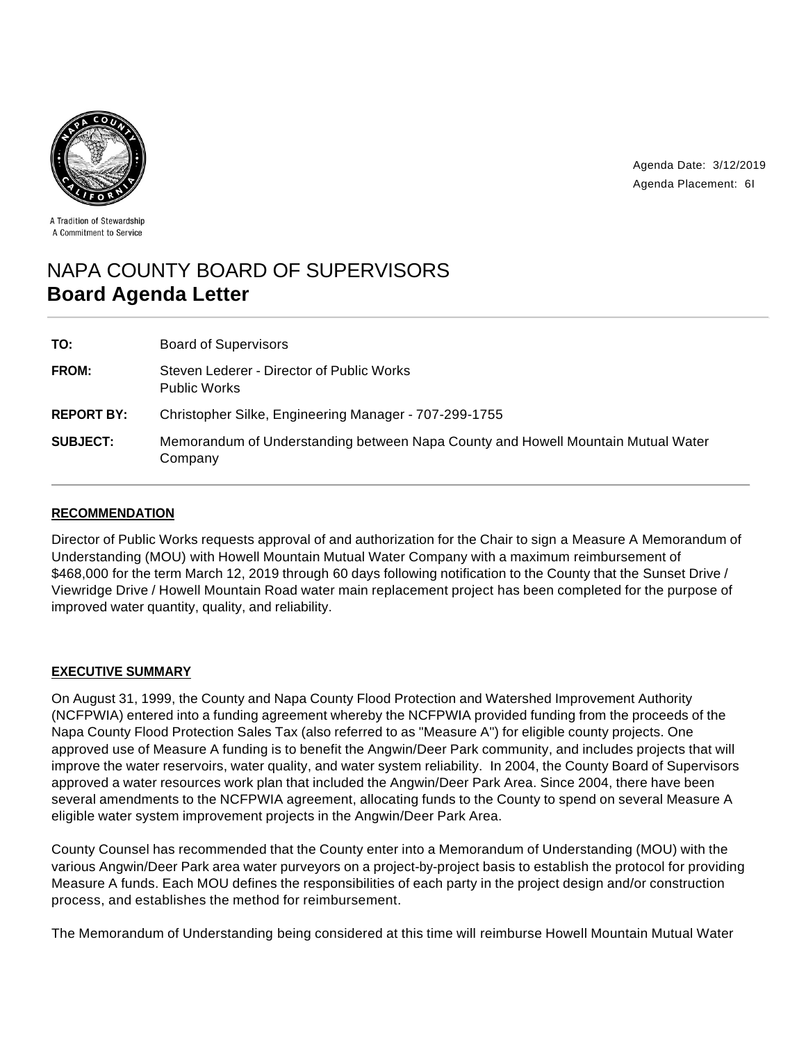A Tradition of Stewardship
A Commitment to Service

Agenda Date: 3/12/2019
Agenda Placement: 6I

# NAPA COUNTY BOARD OF SUPERVISORS
## Board Agenda Letter

| | |
|---|---|
| **TO:** | Board of Supervisors |
| **FROM:** | Steven Lederer - Director of Public Works<br>Public Works |
| **REPORT BY:** | Christopher Silke, Engineering Manager - 707-299-1755 |
| **SUBJECT:** | Memorandum of Understanding between Napa County and Howell Mountain Mutual Water Company |

### RECOMMENDATION

Director of Public Works requests approval of and authorization for the Chair to sign a Measure A Memorandum of Understanding (MOU) with Howell Mountain Mutual Water Company with a maximum reimbursement of $468,000 for the term March 12, 2019 through 60 days following notification to the County that the Sunset Drive / Viewridge Drive / Howell Mountain Road water main replacement project has been completed for the purpose of improved water quantity, quality, and reliability.

### EXECUTIVE SUMMARY

On August 31, 1999, the County and Napa County Flood Protection and Watershed Improvement Authority (NCFPWIA) entered into a funding agreement whereby the NCFPWIA provided funding from the proceeds of the Napa County Flood Protection Sales Tax (also referred to as "Measure A") for eligible county projects. One approved use of Measure A funding is to benefit the Angwin/Deer Park community, and includes projects that will improve the water reservoirs, water quality, and water system reliability. In 2004, the County Board of Supervisors approved a water resources work plan that included the Angwin/Deer Park Area. Since 2004, there have been several amendments to the NCFPWIA agreement, allocating funds to the County to spend on several Measure A eligible water system improvement projects in the Angwin/Deer Park Area.

County Counsel has recommended that the County enter into a Memorandum of Understanding (MOU) with the various Angwin/Deer Park area water purveyors on a project-by-project basis to establish the protocol for providing Measure A funds. Each MOU defines the responsibilities of each party in the project design and/or construction process, and establishes the method for reimbursement.

The Memorandum of Understanding being considered at this time will reimburse Howell Mountain Mutual Water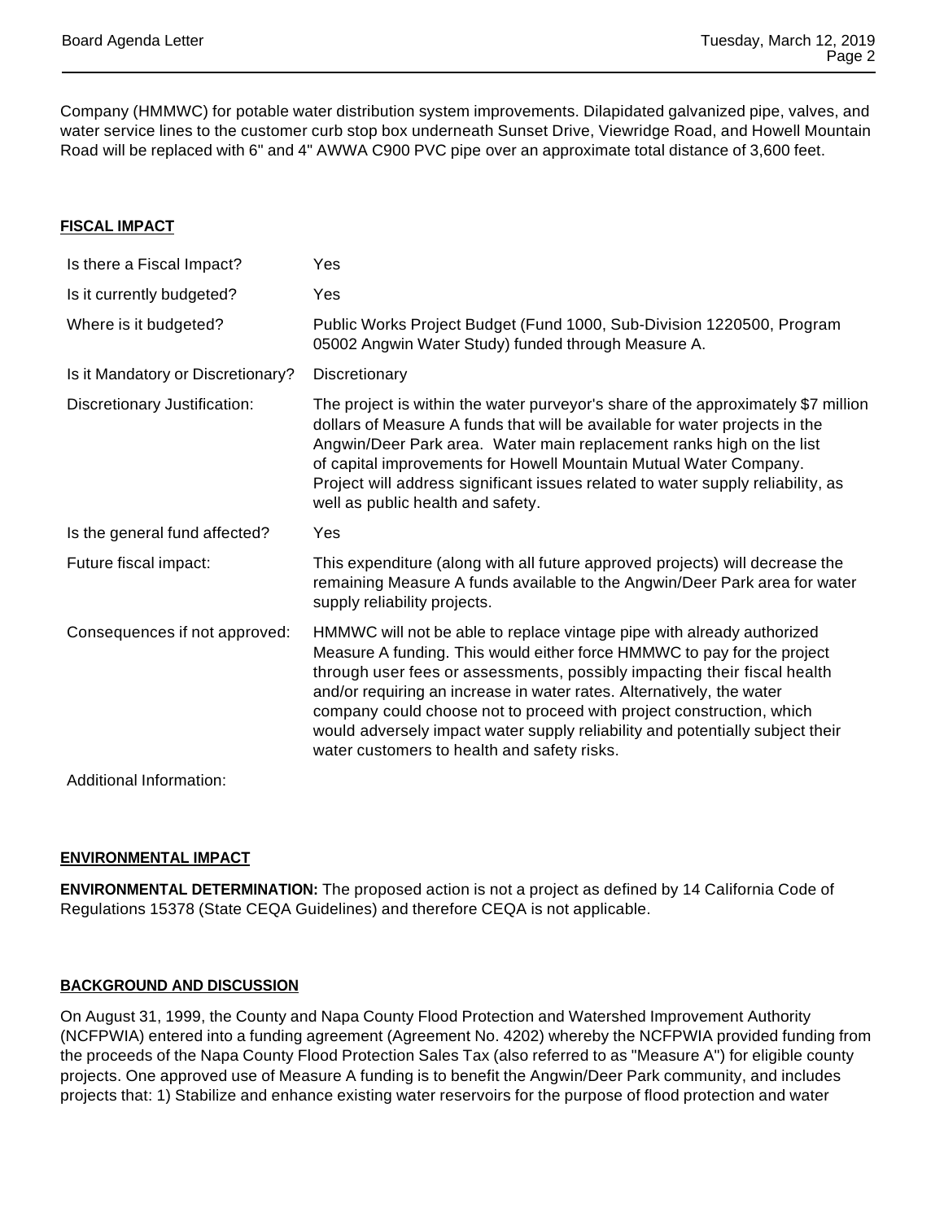Company (HMMWC) for potable water distribution system improvements. Dilapidated galvanized pipe, valves, and water service lines to the customer curb stop box underneath Sunset Drive, Viewridge Road, and Howell Mountain Road will be replaced with 6" and 4" AWWA C900 PVC pipe over an approximate total distance of 3,600 feet.

## FISCAL IMPACT

| | |
|---|---|
| Is there a Fiscal Impact? | Yes |
| Is it currently budgeted? | Yes |
| Where is it budgeted? | Public Works Project Budget (Fund 1000, Sub-Division 1220500, Program 05002 Angwin Water Study) funded through Measure A. |
| Is it Mandatory or Discretionary? | Discretionary |
| Discretionary Justification: | The project is within the water purveyor's share of the approximately $7 million dollars of Measure A funds that will be available for water projects in the Angwin/Deer Park area. Water main replacement ranks high on the list of capital improvements for Howell Mountain Mutual Water Company. Project will address significant issues related to water supply reliability, as well as public health and safety. |
| Is the general fund affected? | Yes |
| Future fiscal impact: | This expenditure (along with all future approved projects) will decrease the remaining Measure A funds available to the Angwin/Deer Park area for water supply reliability projects. |
| Consequences if not approved: | HMMWC will not be able to replace vintage pipe with already authorized Measure A funding. This would either force HMMWC to pay for the project through user fees or assessments, possibly impacting their fiscal health and/or requiring an increase in water rates. Alternatively, the water company could choose not to proceed with project construction, which would adversely impact water supply reliability and potentially subject their water customers to health and safety risks. |
| Additional Information: | |

## ENVIRONMENTAL IMPACT

**ENVIRONMENTAL DETERMINATION:** The proposed action is not a project as defined by 14 California Code of Regulations 15378 (State CEQA Guidelines) and therefore CEQA is not applicable.

## BACKGROUND AND DISCUSSION

On August 31, 1999, the County and Napa County Flood Protection and Watershed Improvement Authority (NCFPWIA) entered into a funding agreement (Agreement No. 4202) whereby the NCFPWIA provided funding from the proceeds of the Napa County Flood Protection Sales Tax (also referred to as "Measure A") for eligible county projects. One approved use of Measure A funding is to benefit the Angwin/Deer Park community, and includes projects that: 1) Stabilize and enhance existing water reservoirs for the purpose of flood protection and water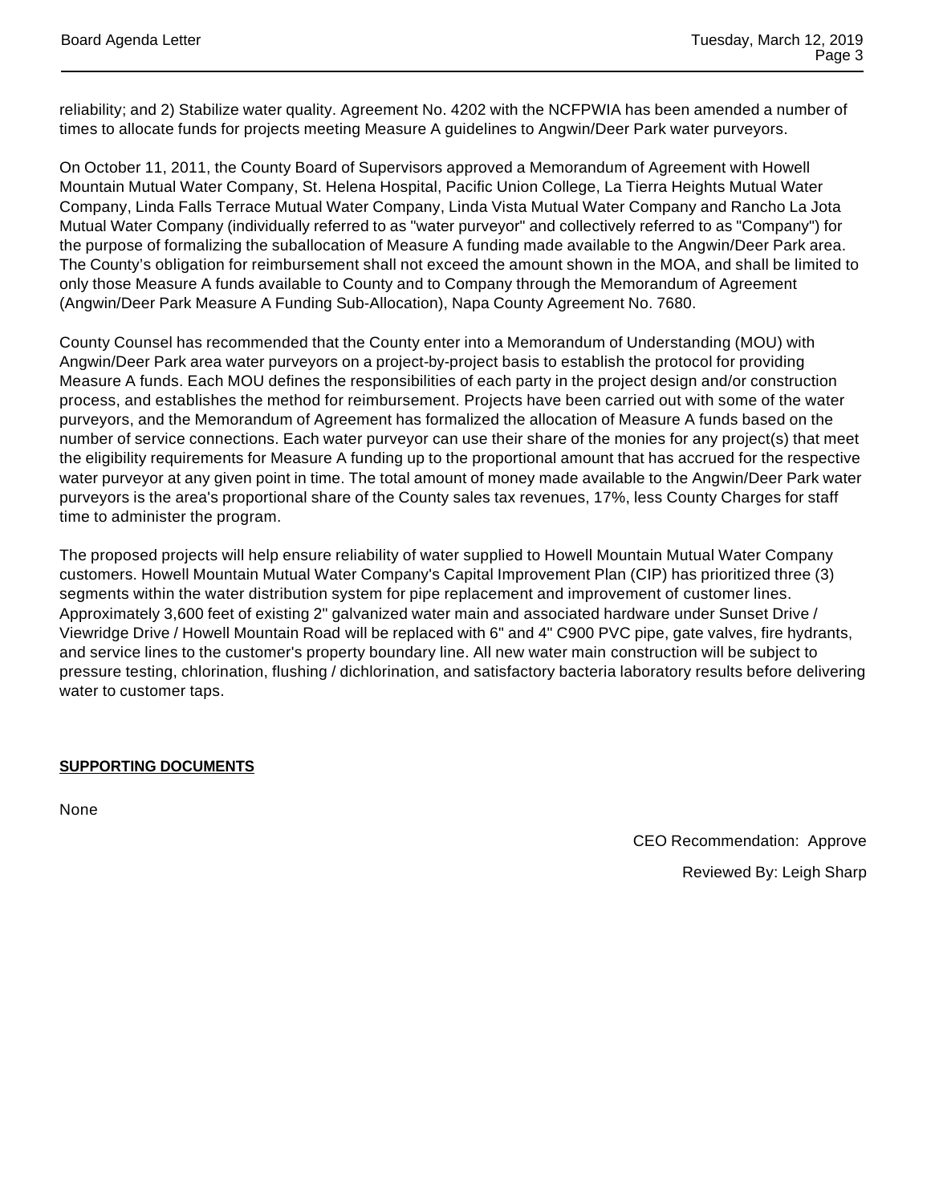reliability; and 2) Stabilize water quality. Agreement No. 4202 with the NCFPWIA has been amended a number of times to allocate funds for projects meeting Measure A guidelines to Angwin/Deer Park water purveyors.

On October 11, 2011, the County Board of Supervisors approved a Memorandum of Agreement with Howell Mountain Mutual Water Company, St. Helena Hospital, Pacific Union College, La Tierra Heights Mutual Water Company, Linda Falls Terrace Mutual Water Company, Linda Vista Mutual Water Company and Rancho La Jota Mutual Water Company (individually referred to as "water purveyor" and collectively referred to as "Company") for the purpose of formalizing the suballocation of Measure A funding made available to the Angwin/Deer Park area. The County's obligation for reimbursement shall not exceed the amount shown in the MOA, and shall be limited to only those Measure A funds available to County and to Company through the Memorandum of Agreement (Angwin/Deer Park Measure A Funding Sub-Allocation), Napa County Agreement No. 7680.

County Counsel has recommended that the County enter into a Memorandum of Understanding (MOU) with Angwin/Deer Park area water purveyors on a project-by-project basis to establish the protocol for providing Measure A funds. Each MOU defines the responsibilities of each party in the project design and/or construction process, and establishes the method for reimbursement. Projects have been carried out with some of the water purveyors, and the Memorandum of Agreement has formalized the allocation of Measure A funds based on the number of service connections. Each water purveyor can use their share of the monies for any project(s) that meet the eligibility requirements for Measure A funding up to the proportional amount that has accrued for the respective water purveyor at any given point in time. The total amount of money made available to the Angwin/Deer Park water purveyors is the area's proportional share of the County sales tax revenues, 17%, less County Charges for staff time to administer the program.

The proposed projects will help ensure reliability of water supplied to Howell Mountain Mutual Water Company customers. Howell Mountain Mutual Water Company's Capital Improvement Plan (CIP) has prioritized three (3) segments within the water distribution system for pipe replacement and improvement of customer lines. Approximately 3,600 feet of existing 2" galvanized water main and associated hardware under Sunset Drive / Viewridge Drive / Howell Mountain Road will be replaced with 6" and 4" C900 PVC pipe, gate valves, fire hydrants, and service lines to the customer's property boundary line. All new water main construction will be subject to pressure testing, chlorination, flushing / dichlorination, and satisfactory bacteria laboratory results before delivering water to customer taps.

**SUPPORTING DOCUMENTS**

None

CEO Recommendation: Approve

Reviewed By: Leigh Sharp